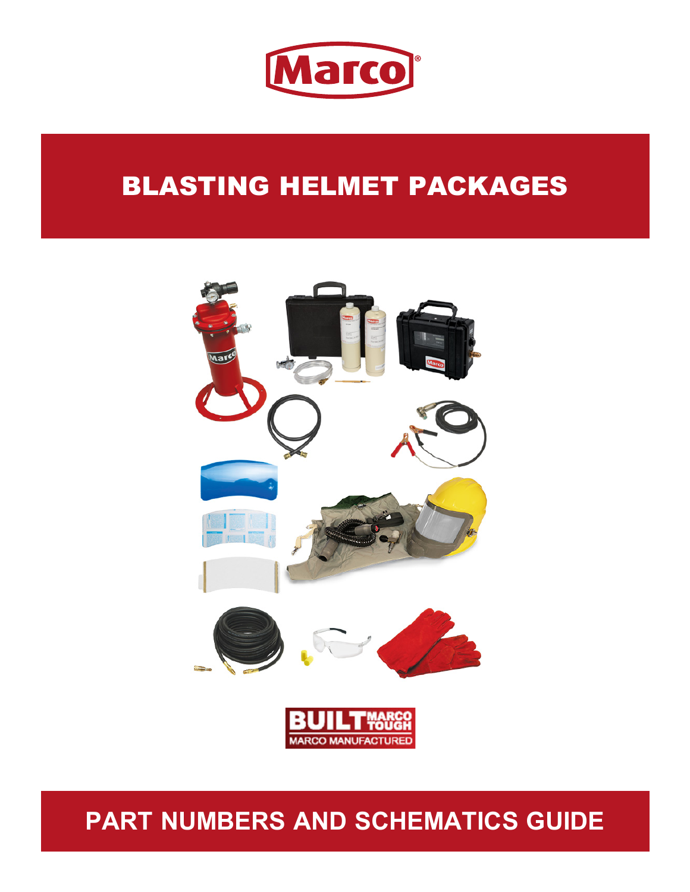Marco®

# BLASTING HELMET PACKAGES

BUILT MARCO TOUGH
MARCO MANUFACTURED

# PART NUMBERS AND SCHEMATICS GUIDE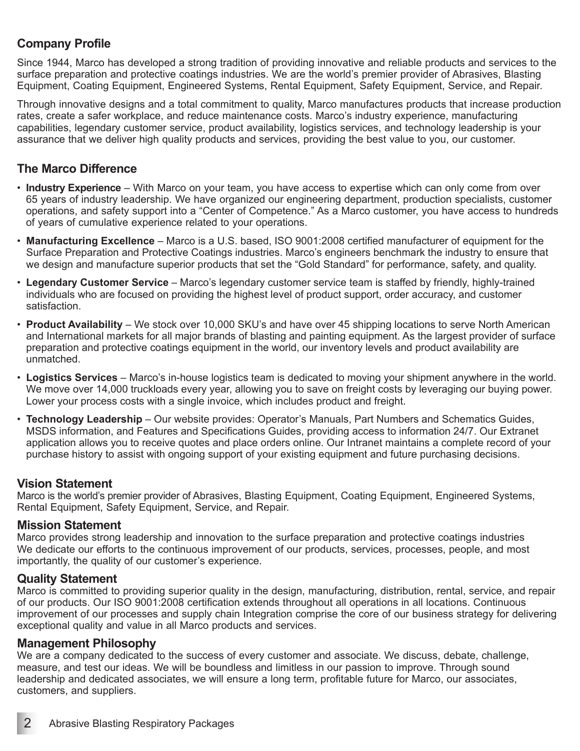## Company Profile

Since 1944, Marco has developed a strong tradition of providing innovative and reliable products and services to the surface preparation and protective coatings industries. We are the world's premier provider of Abrasives, Blasting Equipment, Coating Equipment, Engineered Systems, Rental Equipment, Safety Equipment, Service, and Repair.

Through innovative designs and a total commitment to quality, Marco manufactures products that increase production rates, create a safer workplace, and reduce maintenance costs. Marco's industry experience, manufacturing capabilities, legendary customer service, product availability, logistics services, and technology leadership is your assurance that we deliver high quality products and services, providing the best value to you, our customer.

## The Marco Difference

- **Industry Experience** – With Marco on your team, you have access to expertise which can only come from over 65 years of industry leadership. We have organized our engineering department, production specialists, customer operations, and safety support into a "Center of Competence." As a Marco customer, you have access to hundreds of years of cumulative experience related to your operations.
- **Manufacturing Excellence** – Marco is a U.S. based, ISO 9001:2008 certified manufacturer of equipment for the Surface Preparation and Protective Coatings industries. Marco's engineers benchmark the industry to ensure that we design and manufacture superior products that set the "Gold Standard" for performance, safety, and quality.
- **Legendary Customer Service** – Marco's legendary customer service team is staffed by friendly, highly-trained individuals who are focused on providing the highest level of product support, order accuracy, and customer satisfaction.
- **Product Availability** – We stock over 10,000 SKU's and have over 45 shipping locations to serve North American and International markets for all major brands of blasting and painting equipment. As the largest provider of surface preparation and protective coatings equipment in the world, our inventory levels and product availability are unmatched.
- **Logistics Services** – Marco's in-house logistics team is dedicated to moving your shipment anywhere in the world. We move over 14,000 truckloads every year, allowing you to save on freight costs by leveraging our buying power. Lower your process costs with a single invoice, which includes product and freight.
- **Technology Leadership** – Our website provides: Operator's Manuals, Part Numbers and Schematics Guides, MSDS information, and Features and Specifications Guides, providing access to information 24/7. Our Extranet application allows you to receive quotes and place orders online. Our Intranet maintains a complete record of your purchase history to assist with ongoing support of your existing equipment and future purchasing decisions.

## Vision Statement

Marco is the world's premier provider of Abrasives, Blasting Equipment, Coating Equipment, Engineered Systems, Rental Equipment, Safety Equipment, Service, and Repair.

## Mission Statement

Marco provides strong leadership and innovation to the surface preparation and protective coatings industries We dedicate our efforts to the continuous improvement of our products, services, processes, people, and most importantly, the quality of our customer's experience.

## Quality Statement

Marco is committed to providing superior quality in the design, manufacturing, distribution, rental, service, and repair of our products. Our ISO 9001:2008 certification extends throughout all operations in all locations. Continuous improvement of our processes and supply chain Integration comprise the core of our business strategy for delivering exceptional quality and value in all Marco products and services.

## Management Philosophy

We are a company dedicated to the success of every customer and associate. We discuss, debate, challenge, measure, and test our ideas. We will be boundless and limitless in our passion to improve. Through sound leadership and dedicated associates, we will ensure a long term, profitable future for Marco, our associates, customers, and suppliers.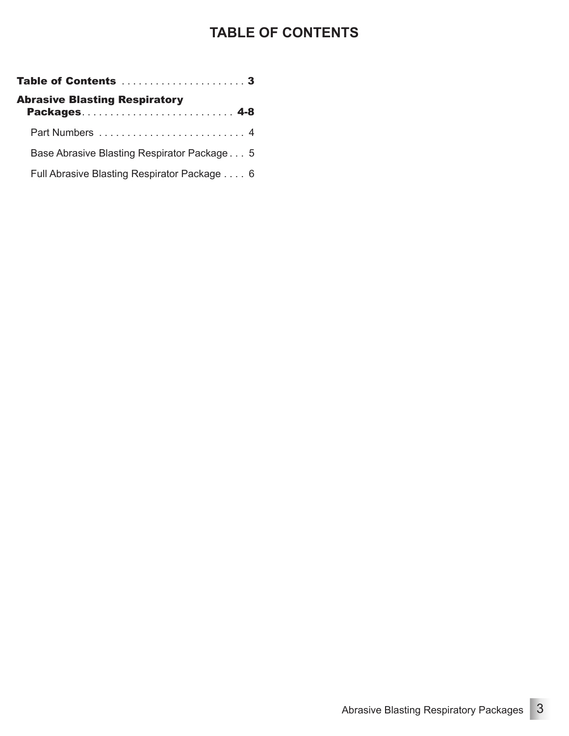# TABLE OF CONTENTS

**Table of Contents** . . . . . . . . . . . . . . . . . . . . . . **3**

**Abrasive Blasting Respiratory Packages** . . . . . . . . . . . . . . . . . . . . . . . . . . . **4-8**

- Part Numbers . . . . . . . . . . . . . . . . . . . . . . . . . . 4
- Base Abrasive Blasting Respirator Package . . . 5
- Full Abrasive Blasting Respirator Package . . . . 6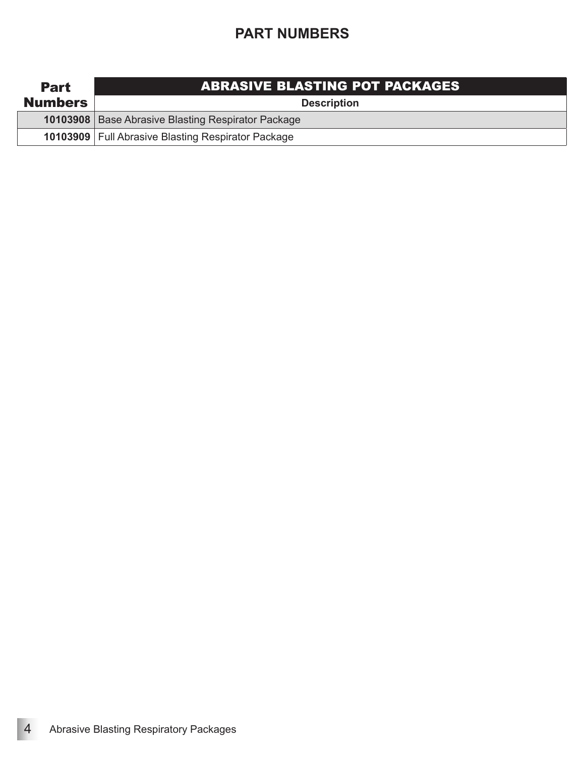## PART NUMBERS

| Part Numbers | ABRASIVE BLASTING POT PACKAGES |
|---|---|
| | **Description** |
| **10103908** | Base Abrasive Blasting Respirator Package |
| **10103909** | Full Abrasive Blasting Respirator Package |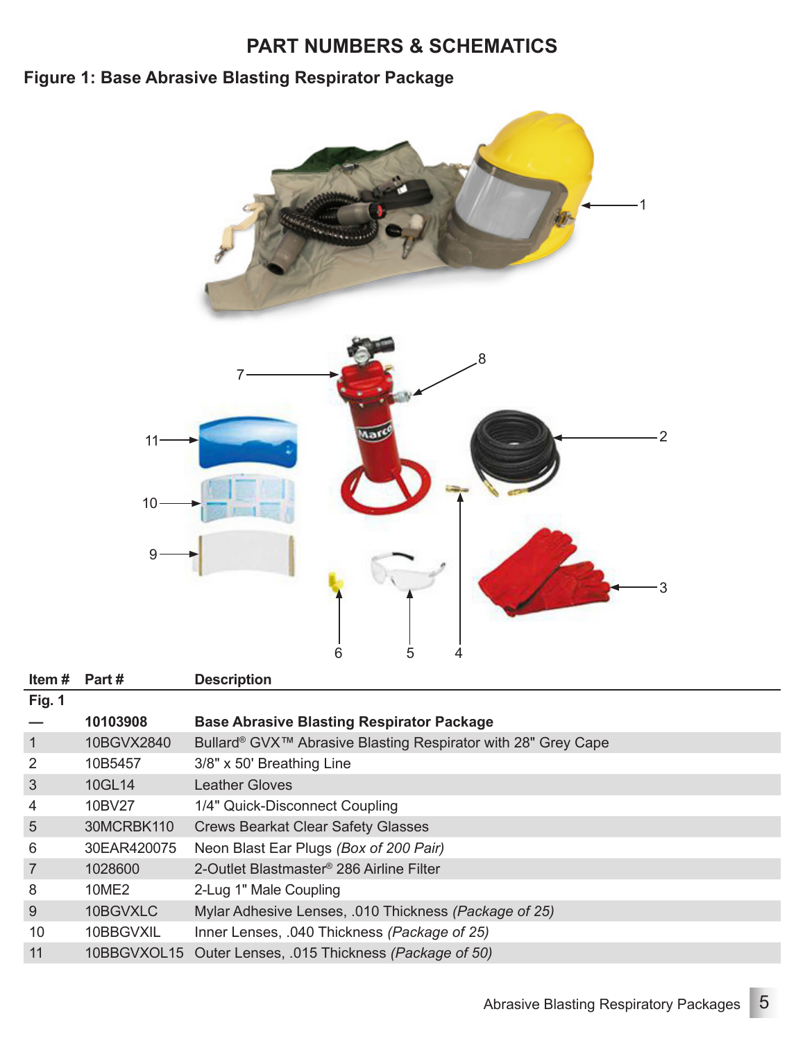# PART NUMBERS & SCHEMATICS

## Figure 1: Base Abrasive Blasting Respirator Package

| Item # | Part # | Description |
|---|---|---|
| **Fig. 1** | | |
| — | **10103908** | **Base Abrasive Blasting Respirator Package** |
| 1 | 10BGVX2840 | Bullard® GVX™ Abrasive Blasting Respirator with 28" Grey Cape |
| 2 | 10B5457 | 3/8" x 50' Breathing Line |
| 3 | 10GL14 | Leather Gloves |
| 4 | 10BV27 | 1/4" Quick-Disconnect Coupling |
| 5 | 30MCRBK110 | Crews Bearkat Clear Safety Glasses |
| 6 | 30EAR420075 | Neon Blast Ear Plugs *(Box of 200 Pair)* |
| 7 | 1028600 | 2-Outlet Blastmaster® 286 Airline Filter |
| 8 | 10ME2 | 2-Lug 1" Male Coupling |
| 9 | 10BGVXLC | Mylar Adhesive Lenses, .010 Thickness *(Package of 25)* |
| 10 | 10BBGVXIL | Inner Lenses, .040 Thickness *(Package of 25)* |
| 11 | 10BBGVXOL15 | Outer Lenses, .015 Thickness *(Package of 50)* |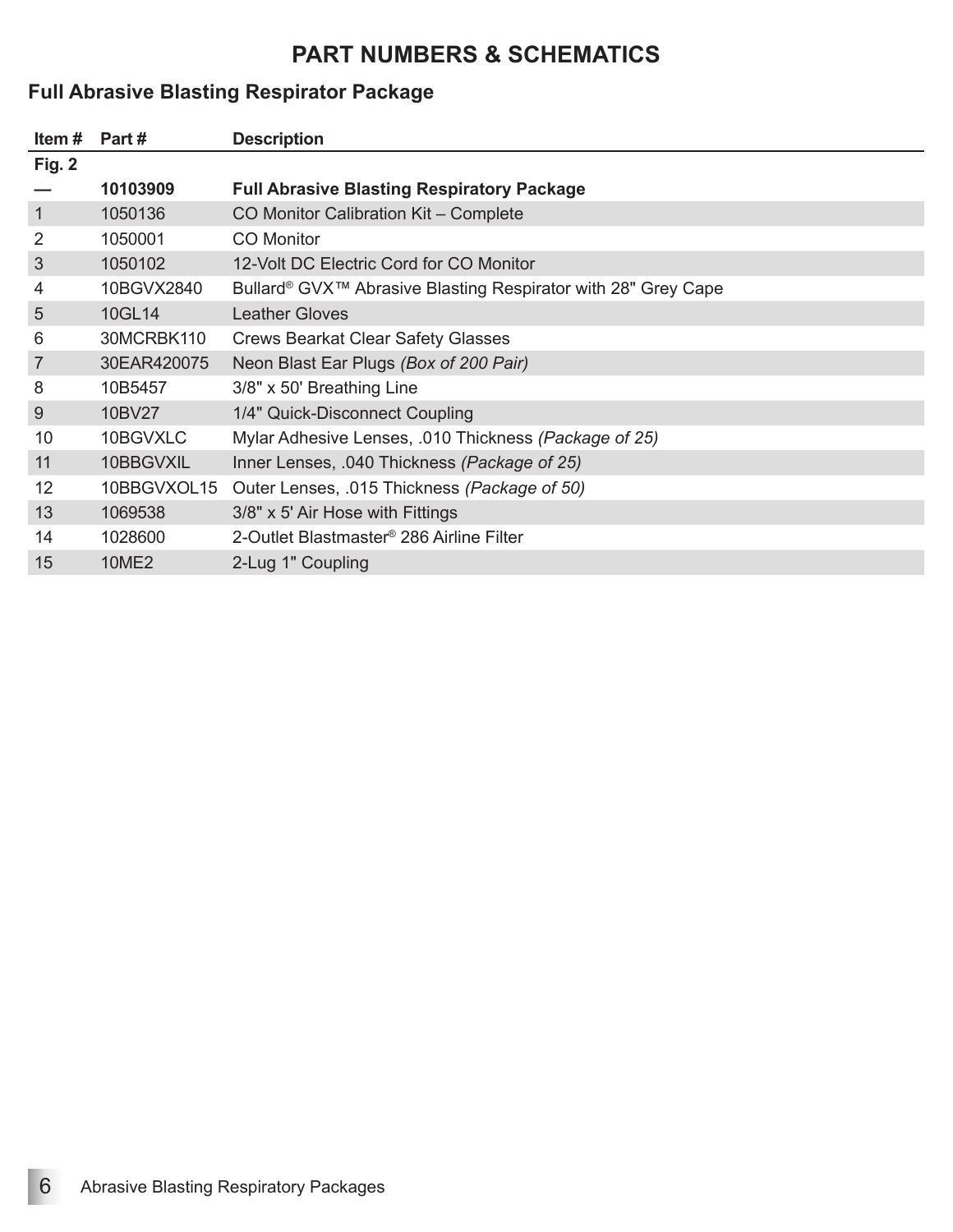# PART NUMBERS & SCHEMATICS

## Full Abrasive Blasting Respirator Package

| Item # | Part # | Description |
|---|---|---|
| **Fig. 2** | | |
| **—** | **10103909** | **Full Abrasive Blasting Respiratory Package** |
| 1 | 1050136 | CO Monitor Calibration Kit – Complete |
| 2 | 1050001 | CO Monitor |
| 3 | 1050102 | 12-Volt DC Electric Cord for CO Monitor |
| 4 | 10BGVX2840 | Bullard® GVX™ Abrasive Blasting Respirator with 28" Grey Cape |
| 5 | 10GL14 | Leather Gloves |
| 6 | 30MCRBK110 | Crews Bearkat Clear Safety Glasses |
| 7 | 30EAR420075 | Neon Blast Ear Plugs *(Box of 200 Pair)* |
| 8 | 10B5457 | 3/8" x 50' Breathing Line |
| 9 | 10BV27 | 1/4" Quick-Disconnect Coupling |
| 10 | 10BGVXLC | Mylar Adhesive Lenses, .010 Thickness *(Package of 25)* |
| 11 | 10BBGVXIL | Inner Lenses, .040 Thickness *(Package of 25)* |
| 12 | 10BBGVXOL15 | Outer Lenses, .015 Thickness *(Package of 50)* |
| 13 | 1069538 | 3/8" x 5' Air Hose with Fittings |
| 14 | 1028600 | 2-Outlet Blastmaster® 286 Airline Filter |
| 15 | 10ME2 | 2-Lug 1" Coupling |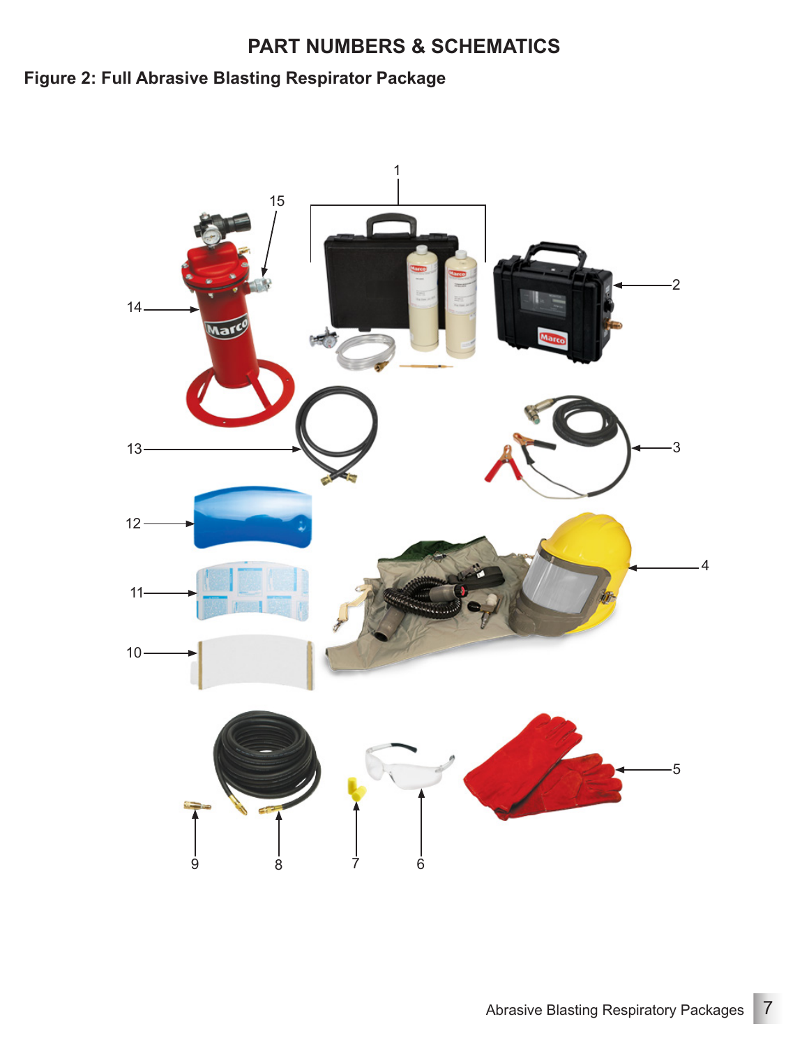## PART NUMBERS & SCHEMATICS

### Figure 2: Full Abrasive Blasting Respirator Package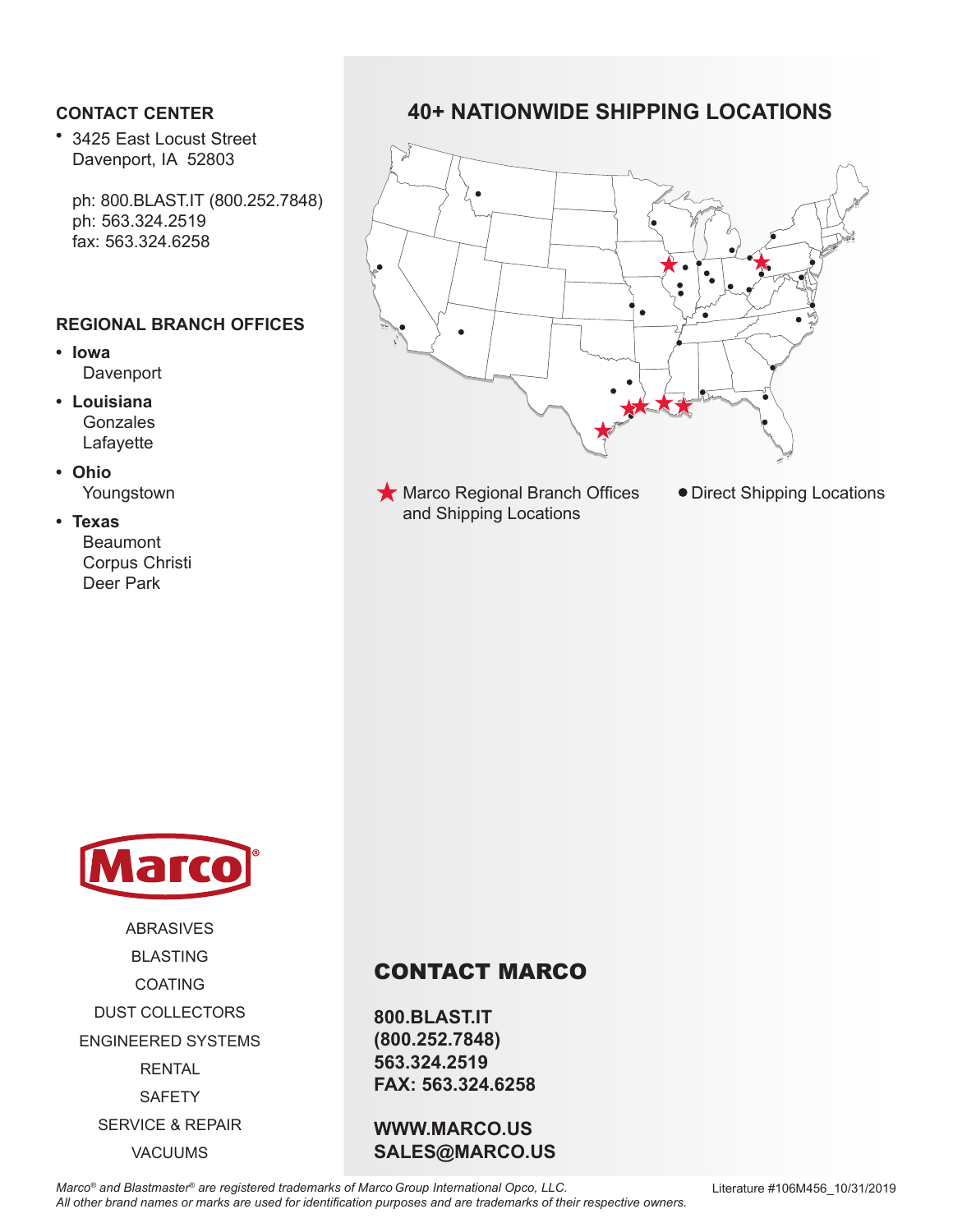## CONTACT CENTER

- 3425 East Locust Street
  Davenport, IA 52803

  ph: 800.BLAST.IT (800.252.7848)
  ph: 563.324.2519
  fax: 563.324.6258

## REGIONAL BRANCH OFFICES

- **Iowa**
  Davenport
- **Louisiana**
  Gonzales
  Lafayette
- **Ohio**
  Youngstown
- **Texas**
  Beaumont
  Corpus Christi
  Deer Park

## 40+ NATIONWIDE SHIPPING LOCATIONS

★ Marco Regional Branch Offices and Shipping Locations

● Direct Shipping Locations

Marco®

ABRASIVES
BLASTING
COATING
DUST COLLECTORS
ENGINEERED SYSTEMS
RENTAL
SAFETY
SERVICE & REPAIR
VACUUMS

## CONTACT MARCO

**800.BLAST.IT**
**(800.252.7848)**
**563.324.2519**
**FAX: 563.324.6258**

**WWW.MARCO.US**
**SALES@MARCO.US**

*Marco® and Blastmaster® are registered trademarks of Marco Group International Opco, LLC.*
*All other brand names or marks are used for identification purposes and are trademarks of their respective owners.*

Literature #106M456_10/31/2019